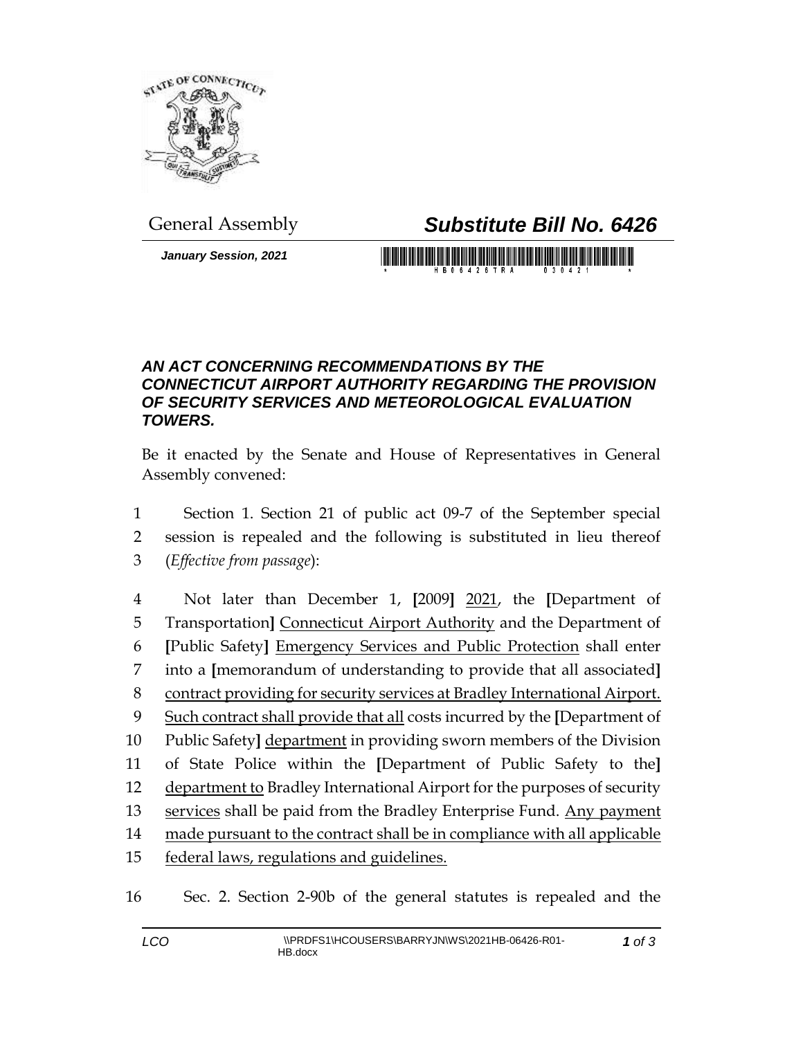General Assembly

# *Substitute Bill No. 6426*

***January Session, 2021***

### *AN ACT CONCERNING RECOMMENDATIONS BY THE CONNECTICUT AIRPORT AUTHORITY REGARDING THE PROVISION OF SECURITY SERVICES AND METEOROLOGICAL EVALUATION TOWERS.*

Be it enacted by the Senate and House of Representatives in General Assembly convened:

1 Section 1. Section 21 of public act 09-7 of the September special
2 session is repealed and the following is substituted in lieu thereof
3 (*Effective from passage*):

4 Not later than December 1, **[**2009**]** <u>2021</u>, the **[**Department of
5 Transportation**]** <u>Connecticut Airport Authority</u> and the Department of
6 **[**Public Safety**]** <u>Emergency Services and Public Protection</u> shall enter
7 into a **[**memorandum of understanding to provide that all associated**]**
8 <u>contract providing for security services at Bradley International Airport.</u>
9 <u>Such contract shall provide that all</u> costs incurred by the **[**Department of
10 Public Safety**]** <u>department</u> in providing sworn members of the Division
11 of State Police within the **[**Department of Public Safety to the**]**
12 <u>department to</u> Bradley International Airport for the purposes of security
13 <u>services</u> shall be paid from the Bradley Enterprise Fund. <u>Any payment</u>
14 <u>made pursuant to the contract shall be in compliance with all applicable</u>
15 <u>federal laws, regulations and guidelines.</u>

16 Sec. 2. Section 2-90b of the general statutes is repealed and the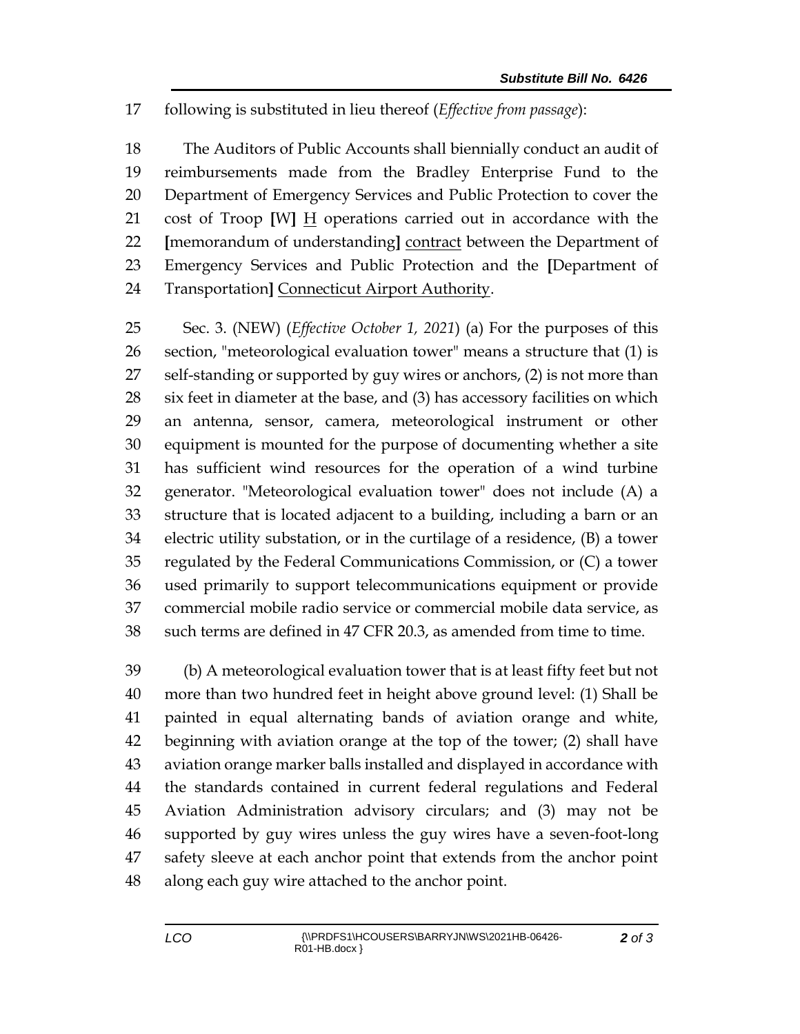17 following is substituted in lieu thereof (*Effective from passage*):

18 The Auditors of Public Accounts shall biennially conduct an audit of 19 reimbursements made from the Bradley Enterprise Fund to the 20 Department of Emergency Services and Public Protection to cover the 21 cost of Troop **[**W**]** <u>H</u> operations carried out in accordance with the 22 **[**memorandum of understanding**]** <u>contract</u> between the Department of 23 Emergency Services and Public Protection and the **[**Department of 24 Transportation**]** <u>Connecticut Airport Authority</u>.

25 Sec. 3. (NEW) (*Effective October 1, 2021*) (a) For the purposes of this 26 section, "meteorological evaluation tower" means a structure that (1) is 27 self-standing or supported by guy wires or anchors, (2) is not more than 28 six feet in diameter at the base, and (3) has accessory facilities on which 29 an antenna, sensor, camera, meteorological instrument or other 30 equipment is mounted for the purpose of documenting whether a site 31 has sufficient wind resources for the operation of a wind turbine 32 generator. "Meteorological evaluation tower" does not include (A) a 33 structure that is located adjacent to a building, including a barn or an 34 electric utility substation, or in the curtilage of a residence, (B) a tower 35 regulated by the Federal Communications Commission, or (C) a tower 36 used primarily to support telecommunications equipment or provide 37 commercial mobile radio service or commercial mobile data service, as 38 such terms are defined in 47 CFR 20.3, as amended from time to time.

39 (b) A meteorological evaluation tower that is at least fifty feet but not 40 more than two hundred feet in height above ground level: (1) Shall be 41 painted in equal alternating bands of aviation orange and white, 42 beginning with aviation orange at the top of the tower; (2) shall have 43 aviation orange marker balls installed and displayed in accordance with 44 the standards contained in current federal regulations and Federal 45 Aviation Administration advisory circulars; and (3) may not be 46 supported by guy wires unless the guy wires have a seven-foot-long 47 safety sleeve at each anchor point that extends from the anchor point 48 along each guy wire attached to the anchor point.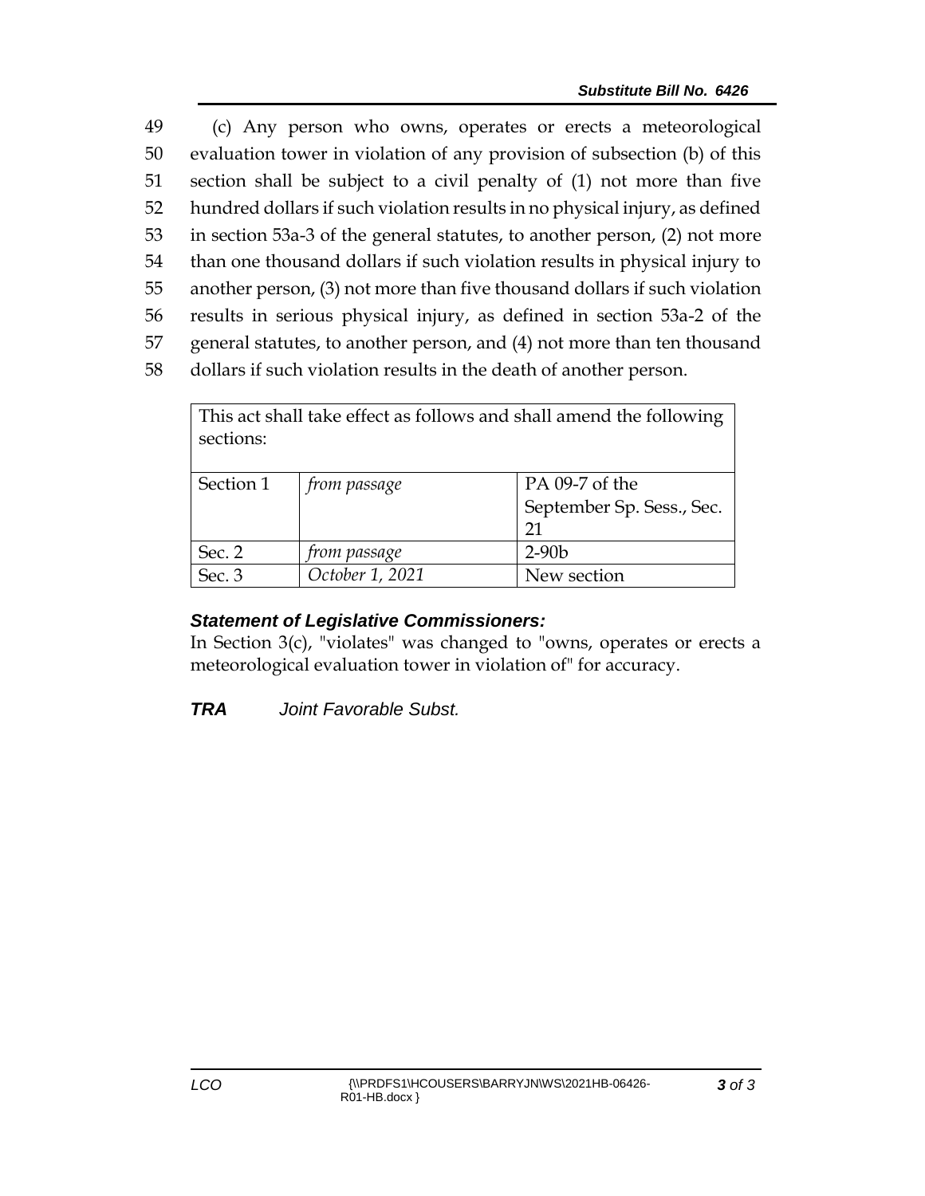49 (c) Any person who owns, operates or erects a meteorological
50 evaluation tower in violation of any provision of subsection (b) of this
51 section shall be subject to a civil penalty of (1) not more than five
52 hundred dollars if such violation results in no physical injury, as defined
53 in section 53a-3 of the general statutes, to another person, (2) not more
54 than one thousand dollars if such violation results in physical injury to
55 another person, (3) not more than five thousand dollars if such violation
56 results in serious physical injury, as defined in section 53a-2 of the
57 general statutes, to another person, and (4) not more than ten thousand
58 dollars if such violation results in the death of another person.

| This act shall take effect as follows and shall amend the following sections: | | |
|---|---|---|
| Section 1 | *from passage* | PA 09-7 of the September Sp. Sess., Sec. 21 |
| Sec. 2 | *from passage* | 2-90b |
| Sec. 3 | *October 1, 2021* | New section |

### *Statement of Legislative Commissioners:*

In Section 3(c), "violates" was changed to "owns, operates or erects a meteorological evaluation tower in violation of" for accuracy.

***TRA*** *Joint Favorable Subst.*